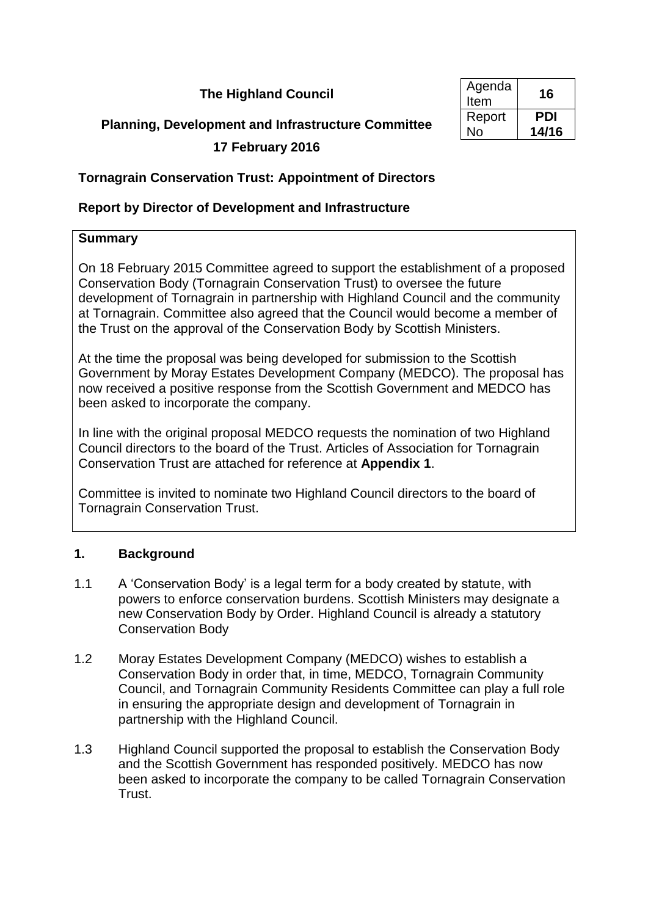# The Highland Council

| Agenda Item | 16 |
|---|---|
| Report No | **PDI 14/16** |

## Planning, Development and Infrastructure Committee

**17 February 2016**

## Tornagrain Conservation Trust: Appointment of Directors

### Report by Director of Development and Infrastructure

**Summary**

On 18 February 2015 Committee agreed to support the establishment of a proposed Conservation Body (Tornagrain Conservation Trust) to oversee the future development of Tornagrain in partnership with Highland Council and the community at Tornagrain. Committee also agreed that the Council would become a member of the Trust on the approval of the Conservation Body by Scottish Ministers.

At the time the proposal was being developed for submission to the Scottish Government by Moray Estates Development Company (MEDCO). The proposal has now received a positive response from the Scottish Government and MEDCO has been asked to incorporate the company.

In line with the original proposal MEDCO requests the nomination of two Highland Council directors to the board of the Trust. Articles of Association for Tornagrain Conservation Trust are attached for reference at **Appendix 1**.

Committee is invited to nominate two Highland Council directors to the board of Tornagrain Conservation Trust.

## 1. Background

1.1 A 'Conservation Body' is a legal term for a body created by statute, with powers to enforce conservation burdens. Scottish Ministers may designate a new Conservation Body by Order. Highland Council is already a statutory Conservation Body

1.2 Moray Estates Development Company (MEDCO) wishes to establish a Conservation Body in order that, in time, MEDCO, Tornagrain Community Council, and Tornagrain Community Residents Committee can play a full role in ensuring the appropriate design and development of Tornagrain in partnership with the Highland Council.

1.3 Highland Council supported the proposal to establish the Conservation Body and the Scottish Government has responded positively. MEDCO has now been asked to incorporate the company to be called Tornagrain Conservation Trust.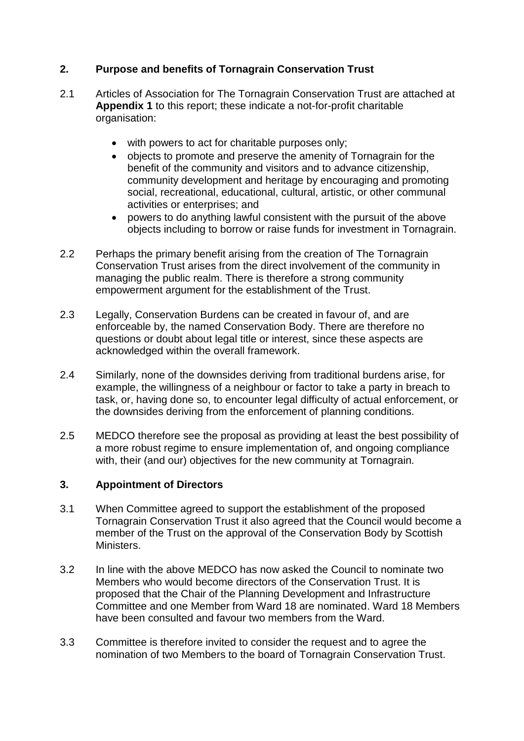## 2. Purpose and benefits of Tornagrain Conservation Trust

2.1 Articles of Association for The Tornagrain Conservation Trust are attached at **Appendix 1** to this report; these indicate a not-for-profit charitable organisation:

- with powers to act for charitable purposes only;
- objects to promote and preserve the amenity of Tornagrain for the benefit of the community and visitors and to advance citizenship, community development and heritage by encouraging and promoting social, recreational, educational, cultural, artistic, or other communal activities or enterprises; and
- powers to do anything lawful consistent with the pursuit of the above objects including to borrow or raise funds for investment in Tornagrain.

2.2 Perhaps the primary benefit arising from the creation of The Tornagrain Conservation Trust arises from the direct involvement of the community in managing the public realm. There is therefore a strong community empowerment argument for the establishment of the Trust.

2.3 Legally, Conservation Burdens can be created in favour of, and are enforceable by, the named Conservation Body. There are therefore no questions or doubt about legal title or interest, since these aspects are acknowledged within the overall framework.

2.4 Similarly, none of the downsides deriving from traditional burdens arise, for example, the willingness of a neighbour or factor to take a party in breach to task, or, having done so, to encounter legal difficulty of actual enforcement, or the downsides deriving from the enforcement of planning conditions.

2.5 MEDCO therefore see the proposal as providing at least the best possibility of a more robust regime to ensure implementation of, and ongoing compliance with, their (and our) objectives for the new community at Tornagrain.

## 3. Appointment of Directors

3.1 When Committee agreed to support the establishment of the proposed Tornagrain Conservation Trust it also agreed that the Council would become a member of the Trust on the approval of the Conservation Body by Scottish Ministers.

3.2 In line with the above MEDCO has now asked the Council to nominate two Members who would become directors of the Conservation Trust. It is proposed that the Chair of the Planning Development and Infrastructure Committee and one Member from Ward 18 are nominated. Ward 18 Members have been consulted and favour two members from the Ward.

3.3 Committee is therefore invited to consider the request and to agree the nomination of two Members to the board of Tornagrain Conservation Trust.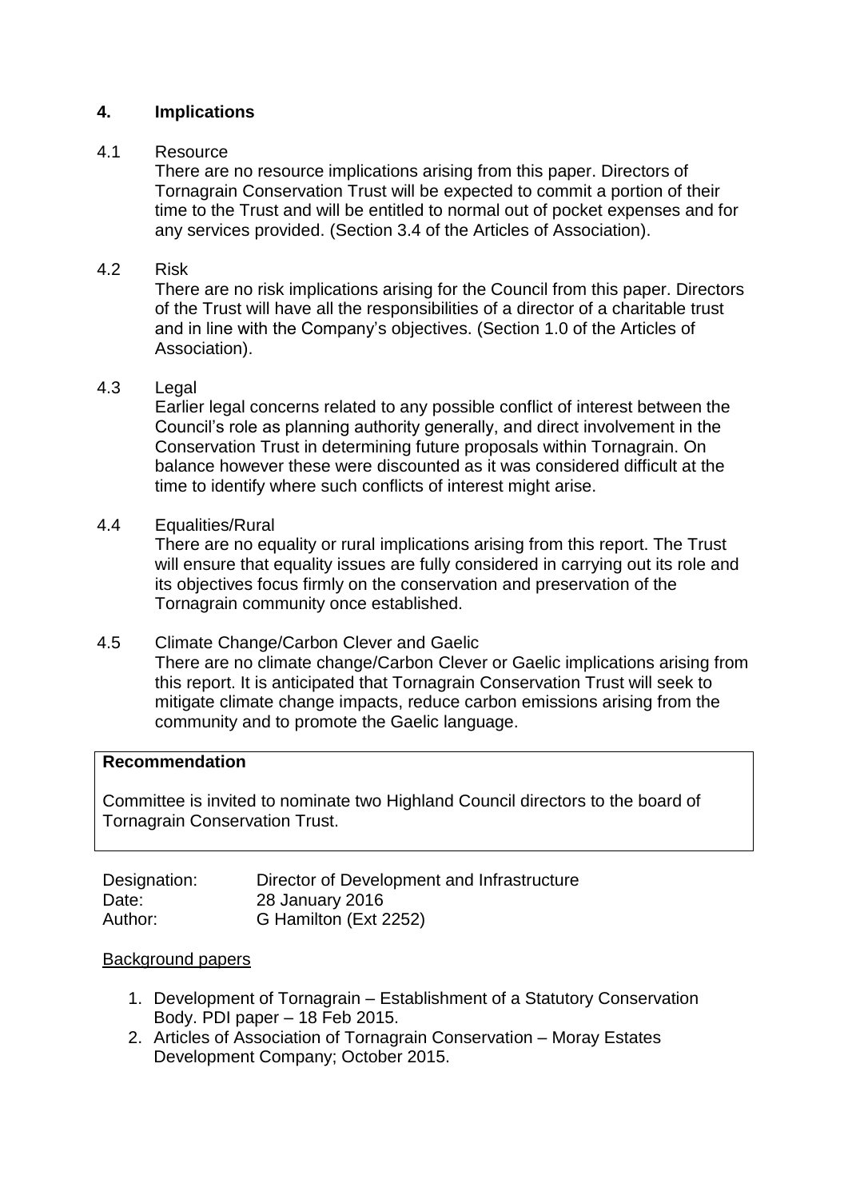## 4. Implications

4.1 Resource

There are no resource implications arising from this paper. Directors of Tornagrain Conservation Trust will be expected to commit a portion of their time to the Trust and will be entitled to normal out of pocket expenses and for any services provided. (Section 3.4 of the Articles of Association).

4.2 Risk

There are no risk implications arising for the Council from this paper. Directors of the Trust will have all the responsibilities of a director of a charitable trust and in line with the Company's objectives. (Section 1.0 of the Articles of Association).

4.3 Legal

Earlier legal concerns related to any possible conflict of interest between the Council's role as planning authority generally, and direct involvement in the Conservation Trust in determining future proposals within Tornagrain. On balance however these were discounted as it was considered difficult at the time to identify where such conflicts of interest might arise.

4.4 Equalities/Rural

There are no equality or rural implications arising from this report. The Trust will ensure that equality issues are fully considered in carrying out its role and its objectives focus firmly on the conservation and preservation of the Tornagrain community once established.

4.5 Climate Change/Carbon Clever and Gaelic

There are no climate change/Carbon Clever or Gaelic implications arising from this report. It is anticipated that Tornagrain Conservation Trust will seek to mitigate climate change impacts, reduce carbon emissions arising from the community and to promote the Gaelic language.

**Recommendation**

Committee is invited to nominate two Highland Council directors to the board of Tornagrain Conservation Trust.

| | |
|---|---|
| Designation: | Director of Development and Infrastructure |
| Date: | 28 January 2016 |
| Author: | G Hamilton (Ext 2252) |

Background papers

1. Development of Tornagrain – Establishment of a Statutory Conservation Body. PDI paper – 18 Feb 2015.
2. Articles of Association of Tornagrain Conservation – Moray Estates Development Company; October 2015.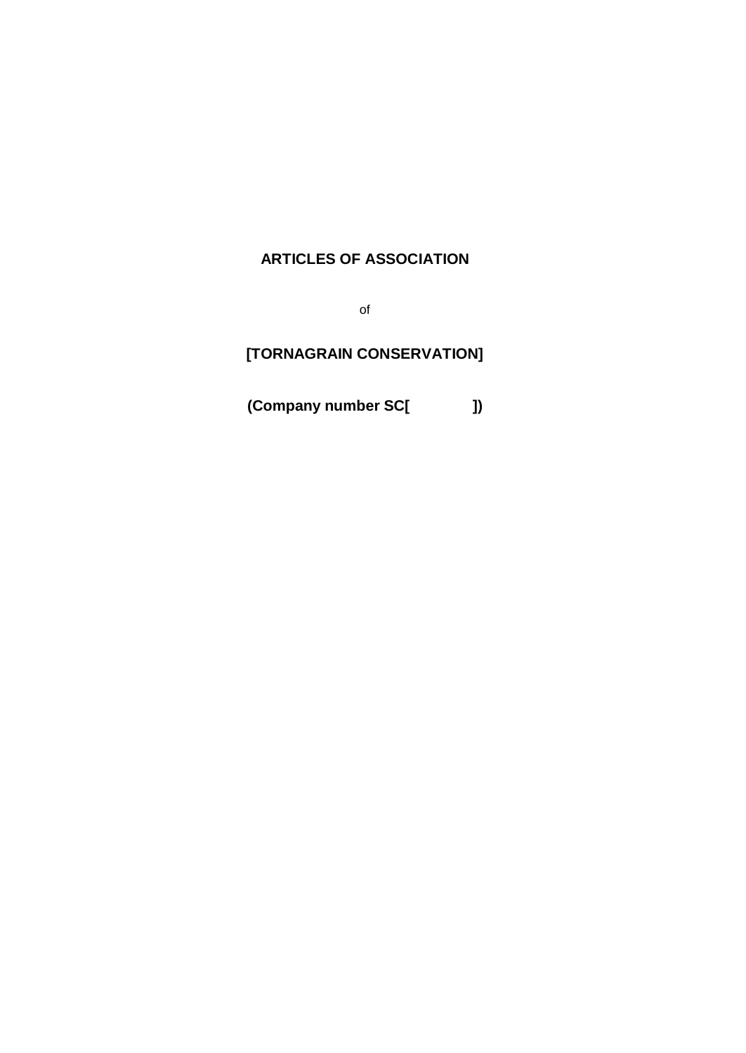# ARTICLES OF ASSOCIATION

of

# [TORNAGRAIN CONSERVATION]

**(Company number SC[ ])**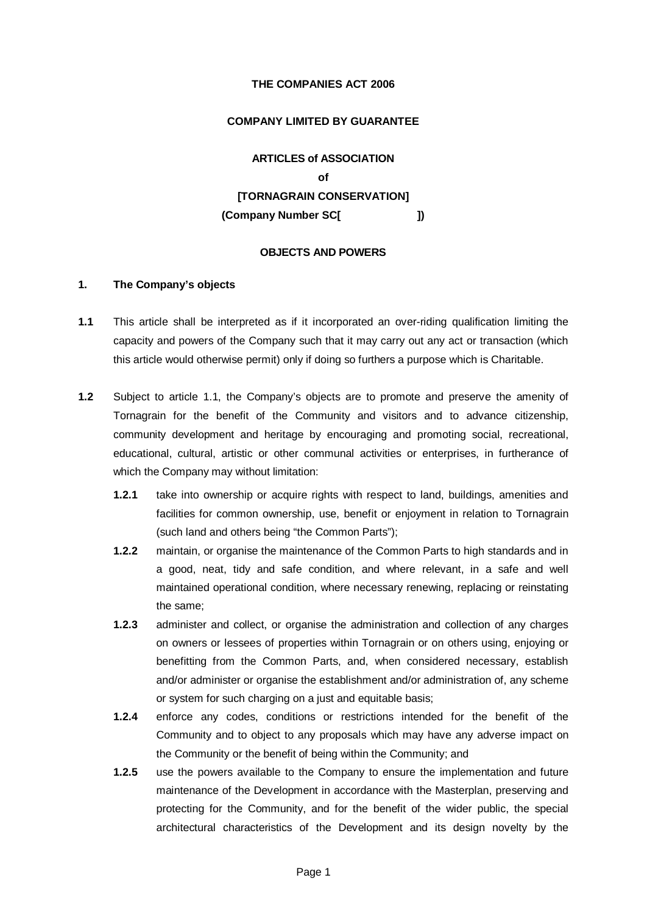**THE COMPANIES ACT 2006**

**COMPANY LIMITED BY GUARANTEE**

**ARTICLES of ASSOCIATION**

**of**

**[TORNAGRAIN CONSERVATION]**

**(Company Number SC[ ])**

## OBJECTS AND POWERS

### 1. The Company's objects

**1.1** This article shall be interpreted as if it incorporated an over-riding qualification limiting the capacity and powers of the Company such that it may carry out any act or transaction (which this article would otherwise permit) only if doing so furthers a purpose which is Charitable.

**1.2** Subject to article 1.1, the Company's objects are to promote and preserve the amenity of Tornagrain for the benefit of the Community and visitors and to advance citizenship, community development and heritage by encouraging and promoting social, recreational, educational, cultural, artistic or other communal activities or enterprises, in furtherance of which the Company may without limitation:

- **1.2.1** take into ownership or acquire rights with respect to land, buildings, amenities and facilities for common ownership, use, benefit or enjoyment in relation to Tornagrain (such land and others being "the Common Parts");
- **1.2.2** maintain, or organise the maintenance of the Common Parts to high standards and in a good, neat, tidy and safe condition, and where relevant, in a safe and well maintained operational condition, where necessary renewing, replacing or reinstating the same;
- **1.2.3** administer and collect, or organise the administration and collection of any charges on owners or lessees of properties within Tornagrain or on others using, enjoying or benefitting from the Common Parts, and, when considered necessary, establish and/or administer or organise the establishment and/or administration of, any scheme or system for such charging on a just and equitable basis;
- **1.2.4** enforce any codes, conditions or restrictions intended for the benefit of the Community and to object to any proposals which may have any adverse impact on the Community or the benefit of being within the Community; and
- **1.2.5** use the powers available to the Company to ensure the implementation and future maintenance of the Development in accordance with the Masterplan, preserving and protecting for the Community, and for the benefit of the wider public, the special architectural characteristics of the Development and its design novelty by the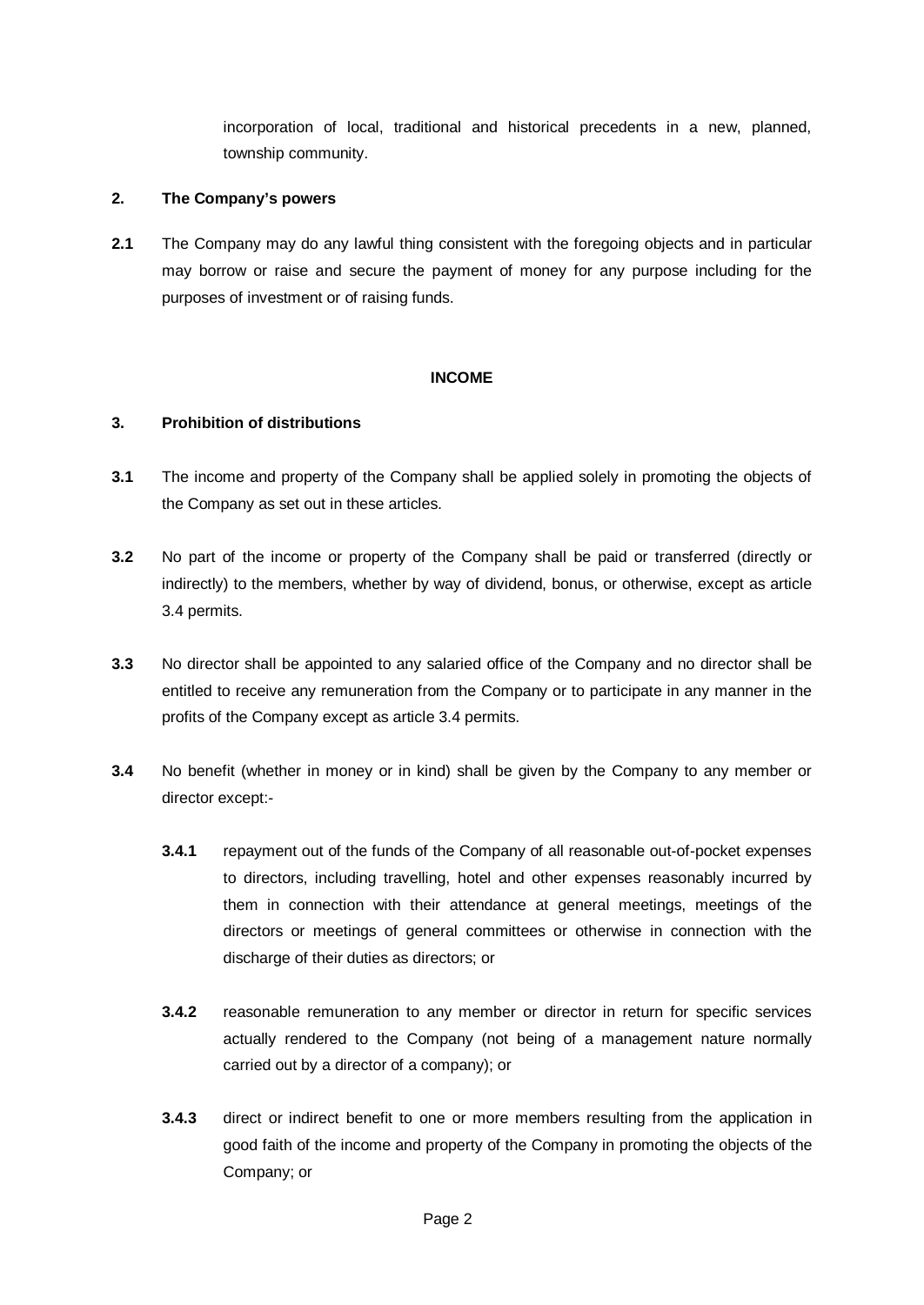incorporation of local, traditional and historical precedents in a new, planned, township community.

**2. The Company's powers**

**2.1** The Company may do any lawful thing consistent with the foregoing objects and in particular may borrow or raise and secure the payment of money for any purpose including for the purposes of investment or of raising funds.

## INCOME

**3. Prohibition of distributions**

**3.1** The income and property of the Company shall be applied solely in promoting the objects of the Company as set out in these articles.

**3.2** No part of the income or property of the Company shall be paid or transferred (directly or indirectly) to the members, whether by way of dividend, bonus, or otherwise, except as article 3.4 permits.

**3.3** No director shall be appointed to any salaried office of the Company and no director shall be entitled to receive any remuneration from the Company or to participate in any manner in the profits of the Company except as article 3.4 permits.

**3.4** No benefit (whether in money or in kind) shall be given by the Company to any member or director except:-

**3.4.1** repayment out of the funds of the Company of all reasonable out-of-pocket expenses to directors, including travelling, hotel and other expenses reasonably incurred by them in connection with their attendance at general meetings, meetings of the directors or meetings of general committees or otherwise in connection with the discharge of their duties as directors; or

**3.4.2** reasonable remuneration to any member or director in return for specific services actually rendered to the Company (not being of a management nature normally carried out by a director of a company); or

**3.4.3** direct or indirect benefit to one or more members resulting from the application in good faith of the income and property of the Company in promoting the objects of the Company; or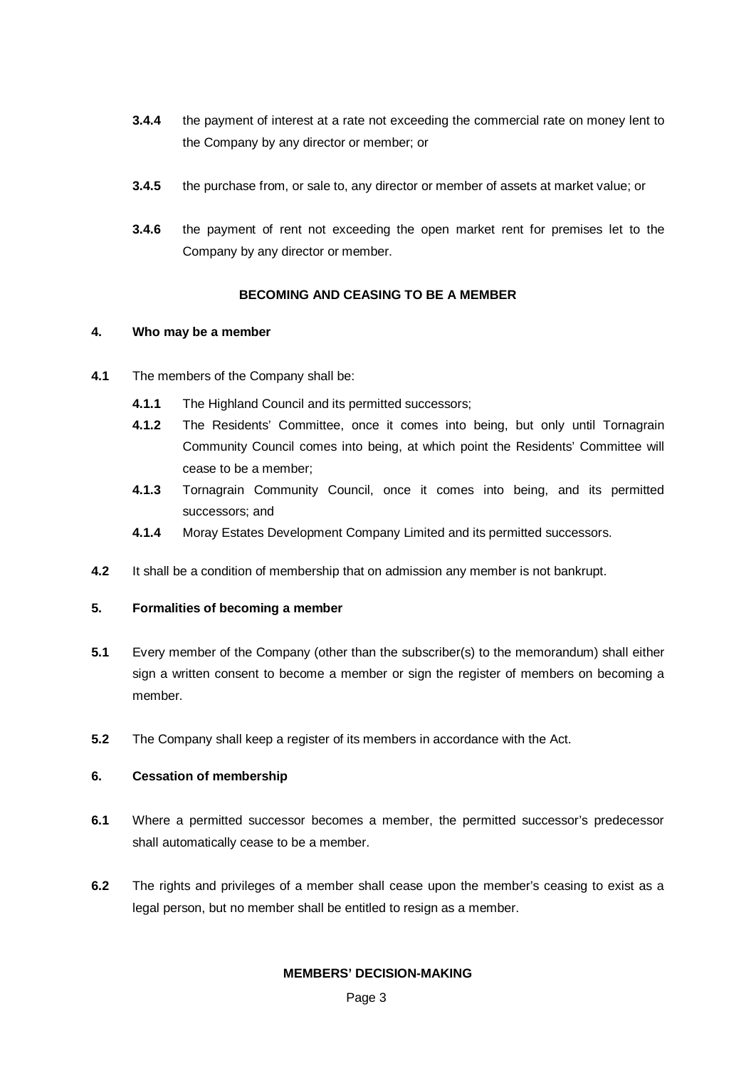**3.4.4** the payment of interest at a rate not exceeding the commercial rate on money lent to the Company by any director or member; or

**3.4.5** the purchase from, or sale to, any director or member of assets at market value; or

**3.4.6** the payment of rent not exceeding the open market rent for premises let to the Company by any director or member.

## BECOMING AND CEASING TO BE A MEMBER

### 4. Who may be a member

**4.1** The members of the Company shall be:

**4.1.1** The Highland Council and its permitted successors;

**4.1.2** The Residents' Committee, once it comes into being, but only until Tornagrain Community Council comes into being, at which point the Residents' Committee will cease to be a member;

**4.1.3** Tornagrain Community Council, once it comes into being, and its permitted successors; and

**4.1.4** Moray Estates Development Company Limited and its permitted successors.

**4.2** It shall be a condition of membership that on admission any member is not bankrupt.

### 5. Formalities of becoming a member

**5.1** Every member of the Company (other than the subscriber(s) to the memorandum) shall either sign a written consent to become a member or sign the register of members on becoming a member.

**5.2** The Company shall keep a register of its members in accordance with the Act.

### 6. Cessation of membership

**6.1** Where a permitted successor becomes a member, the permitted successor's predecessor shall automatically cease to be a member.

**6.2** The rights and privileges of a member shall cease upon the member's ceasing to exist as a legal person, but no member shall be entitled to resign as a member.

## MEMBERS' DECISION-MAKING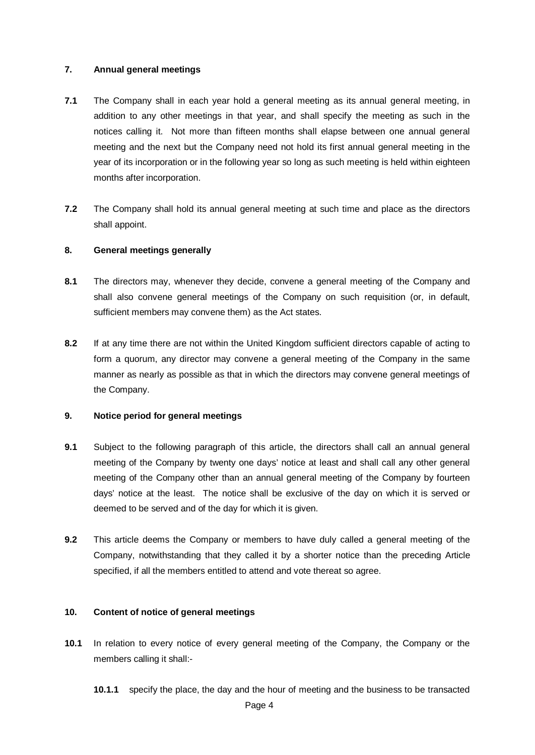**7. Annual general meetings**

**7.1** The Company shall in each year hold a general meeting as its annual general meeting, in addition to any other meetings in that year, and shall specify the meeting as such in the notices calling it. Not more than fifteen months shall elapse between one annual general meeting and the next but the Company need not hold its first annual general meeting in the year of its incorporation or in the following year so long as such meeting is held within eighteen months after incorporation.

**7.2** The Company shall hold its annual general meeting at such time and place as the directors shall appoint.

**8. General meetings generally**

**8.1** The directors may, whenever they decide, convene a general meeting of the Company and shall also convene general meetings of the Company on such requisition (or, in default, sufficient members may convene them) as the Act states.

**8.2** If at any time there are not within the United Kingdom sufficient directors capable of acting to form a quorum, any director may convene a general meeting of the Company in the same manner as nearly as possible as that in which the directors may convene general meetings of the Company.

**9. Notice period for general meetings**

**9.1** Subject to the following paragraph of this article, the directors shall call an annual general meeting of the Company by twenty one days' notice at least and shall call any other general meeting of the Company other than an annual general meeting of the Company by fourteen days' notice at the least. The notice shall be exclusive of the day on which it is served or deemed to be served and of the day for which it is given.

**9.2** This article deems the Company or members to have duly called a general meeting of the Company, notwithstanding that they called it by a shorter notice than the preceding Article specified, if all the members entitled to attend and vote thereat so agree.

**10. Content of notice of general meetings**

**10.1** In relation to every notice of every general meeting of the Company, the Company or the members calling it shall:-

**10.1.1** specify the place, the day and the hour of meeting and the business to be transacted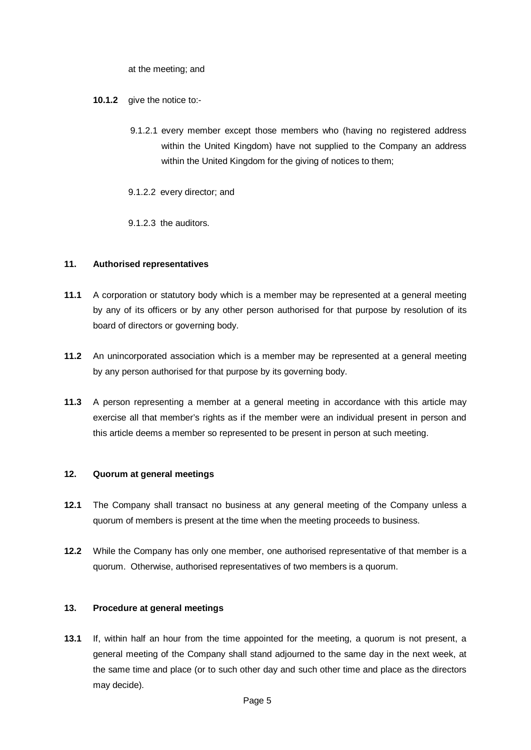at the meeting; and

**10.1.2** give the notice to:-

9.1.2.1 every member except those members who (having no registered address within the United Kingdom) have not supplied to the Company an address within the United Kingdom for the giving of notices to them;

9.1.2.2 every director; and

9.1.2.3 the auditors.

**11. Authorised representatives**

**11.1** A corporation or statutory body which is a member may be represented at a general meeting by any of its officers or by any other person authorised for that purpose by resolution of its board of directors or governing body.

**11.2** An unincorporated association which is a member may be represented at a general meeting by any person authorised for that purpose by its governing body.

**11.3** A person representing a member at a general meeting in accordance with this article may exercise all that member's rights as if the member were an individual present in person and this article deems a member so represented to be present in person at such meeting.

**12. Quorum at general meetings**

**12.1** The Company shall transact no business at any general meeting of the Company unless a quorum of members is present at the time when the meeting proceeds to business.

**12.2** While the Company has only one member, one authorised representative of that member is a quorum. Otherwise, authorised representatives of two members is a quorum.

**13. Procedure at general meetings**

**13.1** If, within half an hour from the time appointed for the meeting, a quorum is not present, a general meeting of the Company shall stand adjourned to the same day in the next week, at the same time and place (or to such other day and such other time and place as the directors may decide).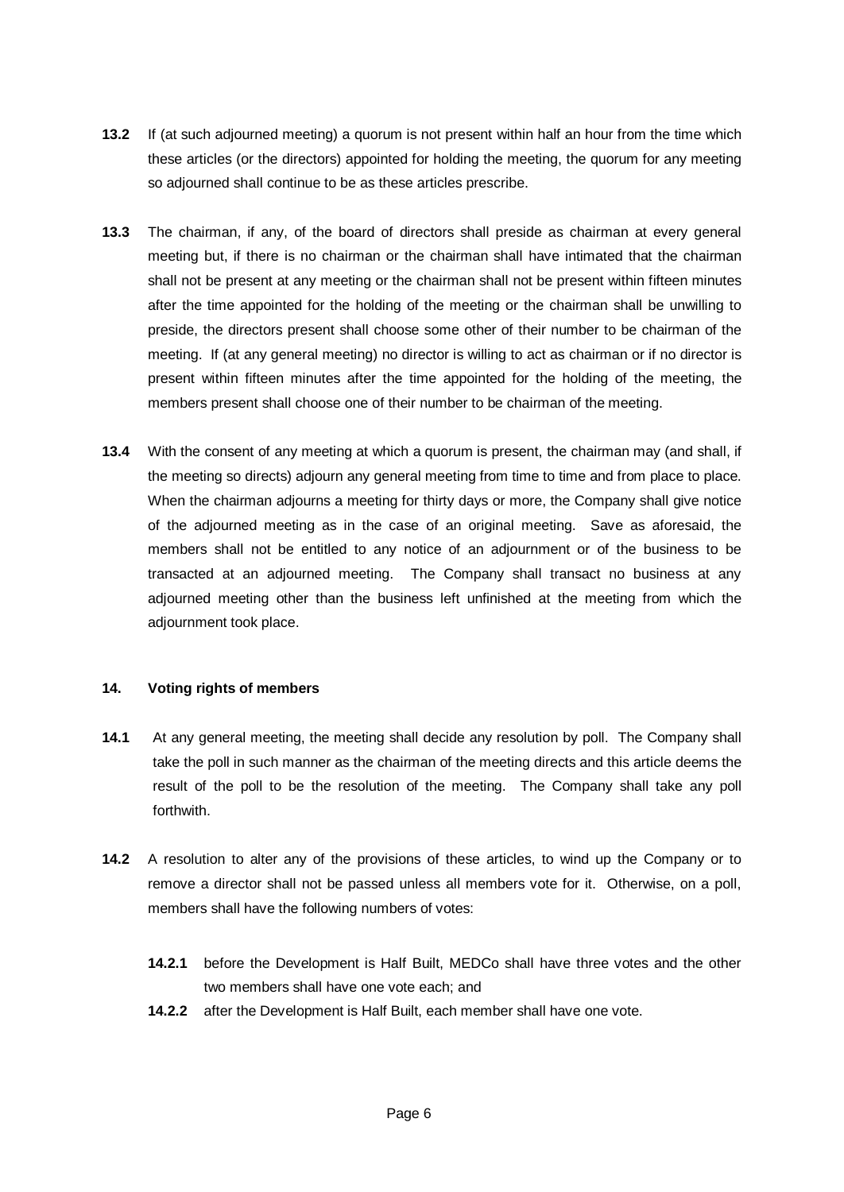**13.2** If (at such adjourned meeting) a quorum is not present within half an hour from the time which these articles (or the directors) appointed for holding the meeting, the quorum for any meeting so adjourned shall continue to be as these articles prescribe.

**13.3** The chairman, if any, of the board of directors shall preside as chairman at every general meeting but, if there is no chairman or the chairman shall have intimated that the chairman shall not be present at any meeting or the chairman shall not be present within fifteen minutes after the time appointed for the holding of the meeting or the chairman shall be unwilling to preside, the directors present shall choose some other of their number to be chairman of the meeting. If (at any general meeting) no director is willing to act as chairman or if no director is present within fifteen minutes after the time appointed for the holding of the meeting, the members present shall choose one of their number to be chairman of the meeting.

**13.4** With the consent of any meeting at which a quorum is present, the chairman may (and shall, if the meeting so directs) adjourn any general meeting from time to time and from place to place. When the chairman adjourns a meeting for thirty days or more, the Company shall give notice of the adjourned meeting as in the case of an original meeting. Save as aforesaid, the members shall not be entitled to any notice of an adjournment or of the business to be transacted at an adjourned meeting. The Company shall transact no business at any adjourned meeting other than the business left unfinished at the meeting from which the adjournment took place.

### 14. Voting rights of members

**14.1** At any general meeting, the meeting shall decide any resolution by poll. The Company shall take the poll in such manner as the chairman of the meeting directs and this article deems the result of the poll to be the resolution of the meeting. The Company shall take any poll forthwith.

**14.2** A resolution to alter any of the provisions of these articles, to wind up the Company or to remove a director shall not be passed unless all members vote for it. Otherwise, on a poll, members shall have the following numbers of votes:

- **14.2.1** before the Development is Half Built, MEDCo shall have three votes and the other two members shall have one vote each; and
- **14.2.2** after the Development is Half Built, each member shall have one vote.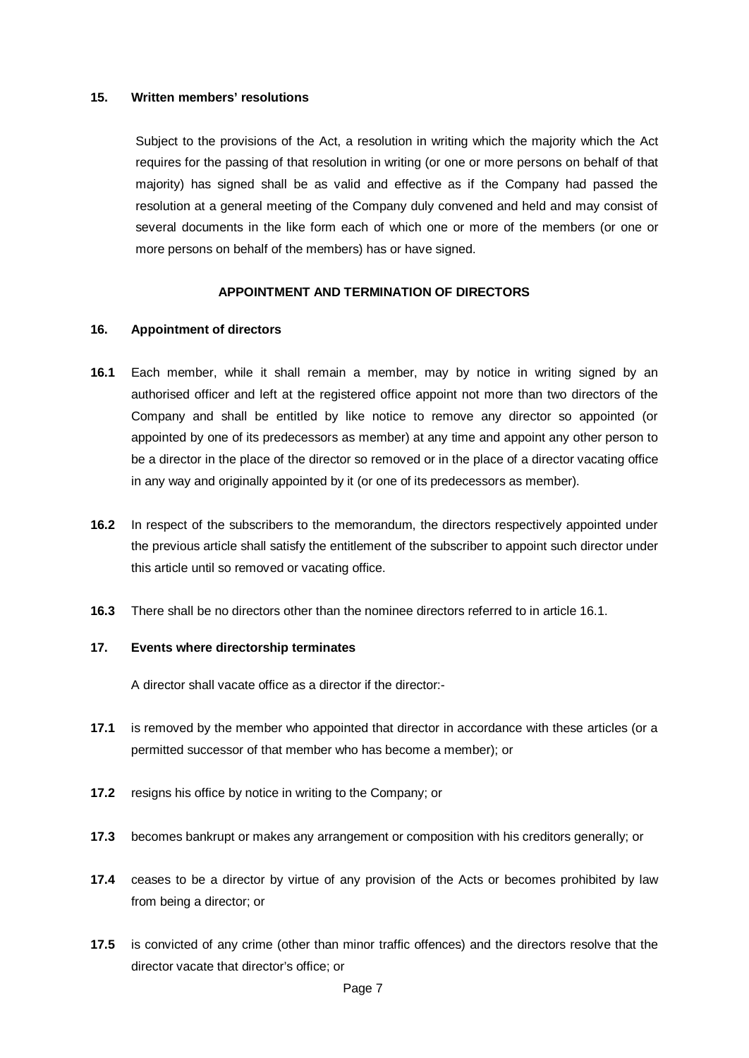**15. Written members' resolutions**

Subject to the provisions of the Act, a resolution in writing which the majority which the Act requires for the passing of that resolution in writing (or one or more persons on behalf of that majority) has signed shall be as valid and effective as if the Company had passed the resolution at a general meeting of the Company duly convened and held and may consist of several documents in the like form each of which one or more of the members (or one or more persons on behalf of the members) has or have signed.

**APPOINTMENT AND TERMINATION OF DIRECTORS**

**16. Appointment of directors**

**16.1** Each member, while it shall remain a member, may by notice in writing signed by an authorised officer and left at the registered office appoint not more than two directors of the Company and shall be entitled by like notice to remove any director so appointed (or appointed by one of its predecessors as member) at any time and appoint any other person to be a director in the place of the director so removed or in the place of a director vacating office in any way and originally appointed by it (or one of its predecessors as member).

**16.2** In respect of the subscribers to the memorandum, the directors respectively appointed under the previous article shall satisfy the entitlement of the subscriber to appoint such director under this article until so removed or vacating office.

**16.3** There shall be no directors other than the nominee directors referred to in article 16.1.

**17. Events where directorship terminates**

A director shall vacate office as a director if the director:-

**17.1** is removed by the member who appointed that director in accordance with these articles (or a permitted successor of that member who has become a member); or

**17.2** resigns his office by notice in writing to the Company; or

**17.3** becomes bankrupt or makes any arrangement or composition with his creditors generally; or

**17.4** ceases to be a director by virtue of any provision of the Acts or becomes prohibited by law from being a director; or

**17.5** is convicted of any crime (other than minor traffic offences) and the directors resolve that the director vacate that director's office; or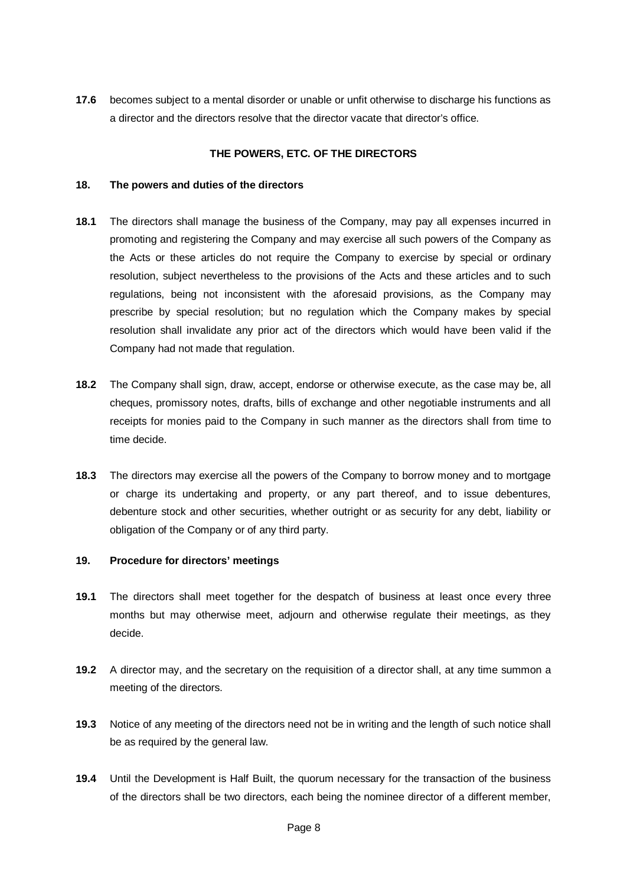**17.6** becomes subject to a mental disorder or unable or unfit otherwise to discharge his functions as a director and the directors resolve that the director vacate that director's office.

## THE POWERS, ETC. OF THE DIRECTORS

### 18. The powers and duties of the directors

**18.1** The directors shall manage the business of the Company, may pay all expenses incurred in promoting and registering the Company and may exercise all such powers of the Company as the Acts or these articles do not require the Company to exercise by special or ordinary resolution, subject nevertheless to the provisions of the Acts and these articles and to such regulations, being not inconsistent with the aforesaid provisions, as the Company may prescribe by special resolution; but no regulation which the Company makes by special resolution shall invalidate any prior act of the directors which would have been valid if the Company had not made that regulation.

**18.2** The Company shall sign, draw, accept, endorse or otherwise execute, as the case may be, all cheques, promissory notes, drafts, bills of exchange and other negotiable instruments and all receipts for monies paid to the Company in such manner as the directors shall from time to time decide.

**18.3** The directors may exercise all the powers of the Company to borrow money and to mortgage or charge its undertaking and property, or any part thereof, and to issue debentures, debenture stock and other securities, whether outright or as security for any debt, liability or obligation of the Company or of any third party.

### 19. Procedure for directors' meetings

**19.1** The directors shall meet together for the despatch of business at least once every three months but may otherwise meet, adjourn and otherwise regulate their meetings, as they decide.

**19.2** A director may, and the secretary on the requisition of a director shall, at any time summon a meeting of the directors.

**19.3** Notice of any meeting of the directors need not be in writing and the length of such notice shall be as required by the general law.

**19.4** Until the Development is Half Built, the quorum necessary for the transaction of the business of the directors shall be two directors, each being the nominee director of a different member,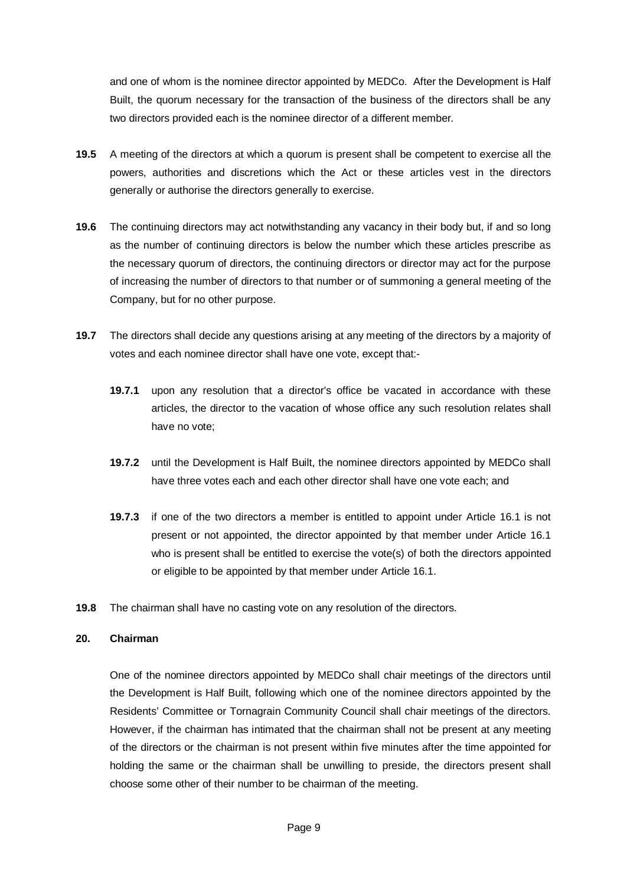and one of whom is the nominee director appointed by MEDCo. After the Development is Half Built, the quorum necessary for the transaction of the business of the directors shall be any two directors provided each is the nominee director of a different member.

**19.5** A meeting of the directors at which a quorum is present shall be competent to exercise all the powers, authorities and discretions which the Act or these articles vest in the directors generally or authorise the directors generally to exercise.

**19.6** The continuing directors may act notwithstanding any vacancy in their body but, if and so long as the number of continuing directors is below the number which these articles prescribe as the necessary quorum of directors, the continuing directors or director may act for the purpose of increasing the number of directors to that number or of summoning a general meeting of the Company, but for no other purpose.

**19.7** The directors shall decide any questions arising at any meeting of the directors by a majority of votes and each nominee director shall have one vote, except that:-

**19.7.1** upon any resolution that a director's office be vacated in accordance with these articles, the director to the vacation of whose office any such resolution relates shall have no vote;

**19.7.2** until the Development is Half Built, the nominee directors appointed by MEDCo shall have three votes each and each other director shall have one vote each; and

**19.7.3** if one of the two directors a member is entitled to appoint under Article 16.1 is not present or not appointed, the director appointed by that member under Article 16.1 who is present shall be entitled to exercise the vote(s) of both the directors appointed or eligible to be appointed by that member under Article 16.1.

**19.8** The chairman shall have no casting vote on any resolution of the directors.

## 20. Chairman

One of the nominee directors appointed by MEDCo shall chair meetings of the directors until the Development is Half Built, following which one of the nominee directors appointed by the Residents' Committee or Tornagrain Community Council shall chair meetings of the directors. However, if the chairman has intimated that the chairman shall not be present at any meeting of the directors or the chairman is not present within five minutes after the time appointed for holding the same or the chairman shall be unwilling to preside, the directors present shall choose some other of their number to be chairman of the meeting.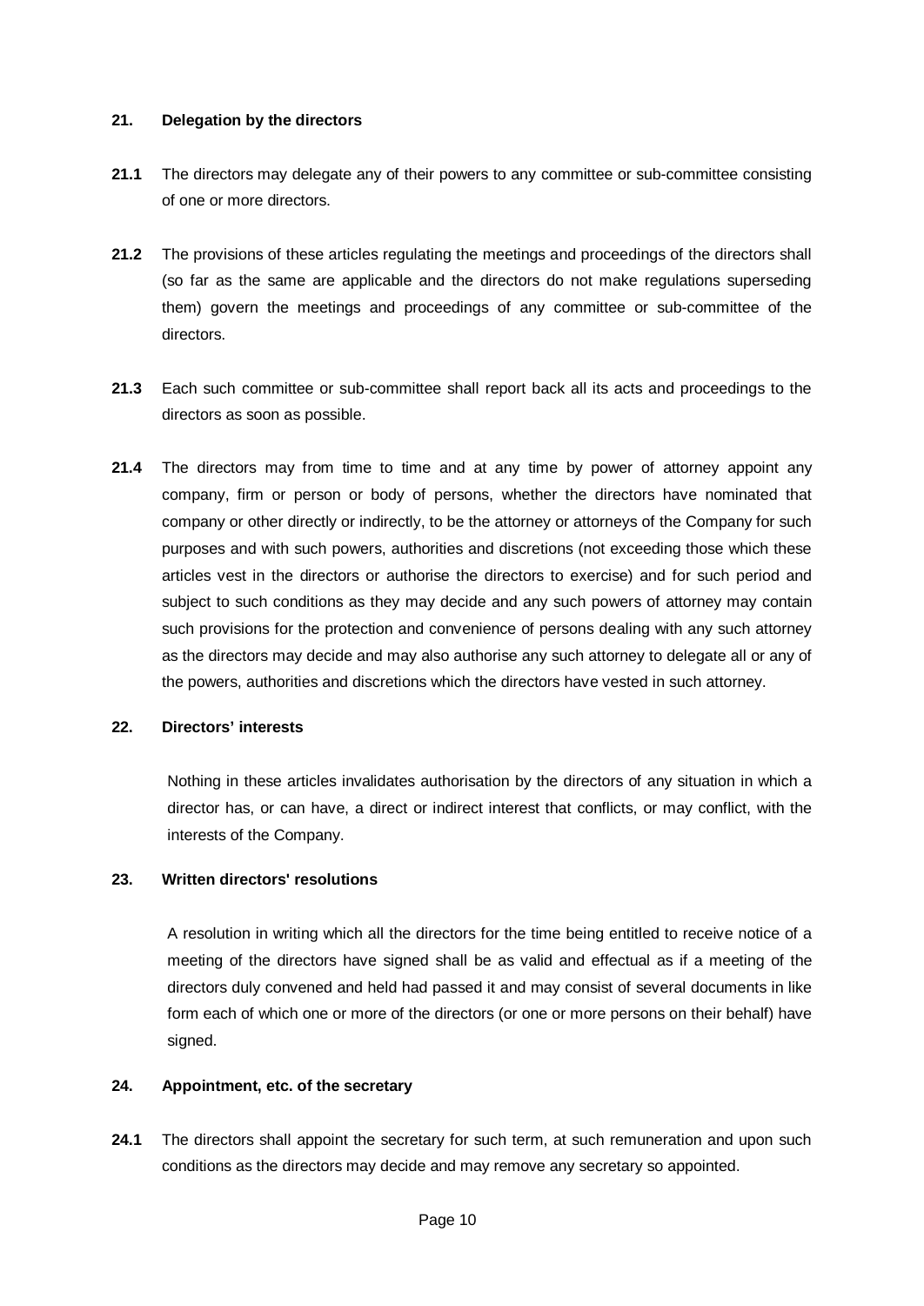## 21. Delegation by the directors

**21.1** The directors may delegate any of their powers to any committee or sub-committee consisting of one or more directors.

**21.2** The provisions of these articles regulating the meetings and proceedings of the directors shall (so far as the same are applicable and the directors do not make regulations superseding them) govern the meetings and proceedings of any committee or sub-committee of the directors.

**21.3** Each such committee or sub-committee shall report back all its acts and proceedings to the directors as soon as possible.

**21.4** The directors may from time to time and at any time by power of attorney appoint any company, firm or person or body of persons, whether the directors have nominated that company or other directly or indirectly, to be the attorney or attorneys of the Company for such purposes and with such powers, authorities and discretions (not exceeding those which these articles vest in the directors or authorise the directors to exercise) and for such period and subject to such conditions as they may decide and any such powers of attorney may contain such provisions for the protection and convenience of persons dealing with any such attorney as the directors may decide and may also authorise any such attorney to delegate all or any of the powers, authorities and discretions which the directors have vested in such attorney.

## 22. Directors' interests

Nothing in these articles invalidates authorisation by the directors of any situation in which a director has, or can have, a direct or indirect interest that conflicts, or may conflict, with the interests of the Company.

## 23. Written directors' resolutions

A resolution in writing which all the directors for the time being entitled to receive notice of a meeting of the directors have signed shall be as valid and effectual as if a meeting of the directors duly convened and held had passed it and may consist of several documents in like form each of which one or more of the directors (or one or more persons on their behalf) have signed.

## 24. Appointment, etc. of the secretary

**24.1** The directors shall appoint the secretary for such term, at such remuneration and upon such conditions as the directors may decide and may remove any secretary so appointed.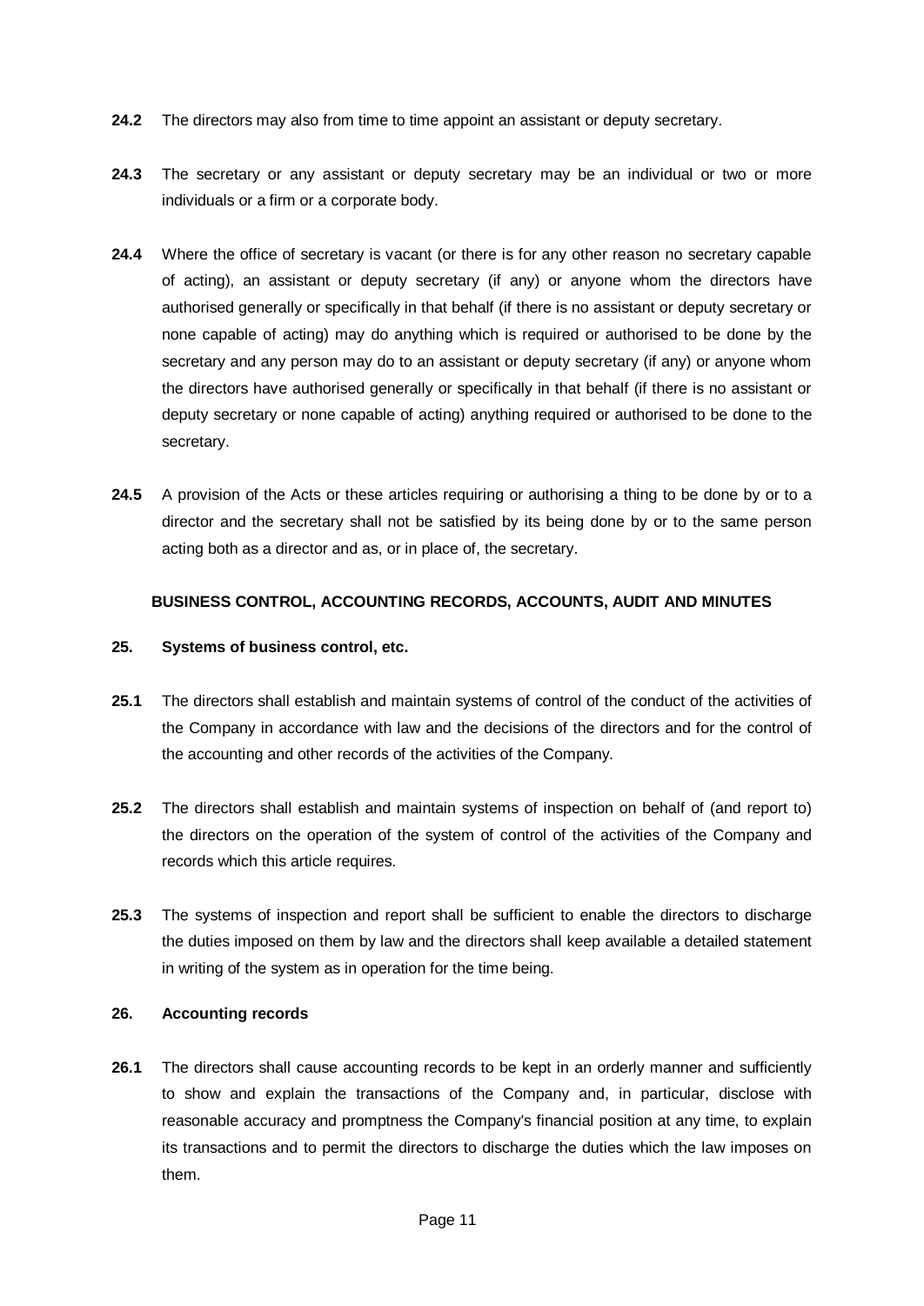**24.2** The directors may also from time to time appoint an assistant or deputy secretary.

**24.3** The secretary or any assistant or deputy secretary may be an individual or two or more individuals or a firm or a corporate body.

**24.4** Where the office of secretary is vacant (or there is for any other reason no secretary capable of acting), an assistant or deputy secretary (if any) or anyone whom the directors have authorised generally or specifically in that behalf (if there is no assistant or deputy secretary or none capable of acting) may do anything which is required or authorised to be done by the secretary and any person may do to an assistant or deputy secretary (if any) or anyone whom the directors have authorised generally or specifically in that behalf (if there is no assistant or deputy secretary or none capable of acting) anything required or authorised to be done to the secretary.

**24.5** A provision of the Acts or these articles requiring or authorising a thing to be done by or to a director and the secretary shall not be satisfied by its being done by or to the same person acting both as a director and as, or in place of, the secretary.

## BUSINESS CONTROL, ACCOUNTING RECORDS, ACCOUNTS, AUDIT AND MINUTES

### 25. Systems of business control, etc.

**25.1** The directors shall establish and maintain systems of control of the conduct of the activities of the Company in accordance with law and the decisions of the directors and for the control of the accounting and other records of the activities of the Company.

**25.2** The directors shall establish and maintain systems of inspection on behalf of (and report to) the directors on the operation of the system of control of the activities of the Company and records which this article requires.

**25.3** The systems of inspection and report shall be sufficient to enable the directors to discharge the duties imposed on them by law and the directors shall keep available a detailed statement in writing of the system as in operation for the time being.

### 26. Accounting records

**26.1** The directors shall cause accounting records to be kept in an orderly manner and sufficiently to show and explain the transactions of the Company and, in particular, disclose with reasonable accuracy and promptness the Company's financial position at any time, to explain its transactions and to permit the directors to discharge the duties which the law imposes on them.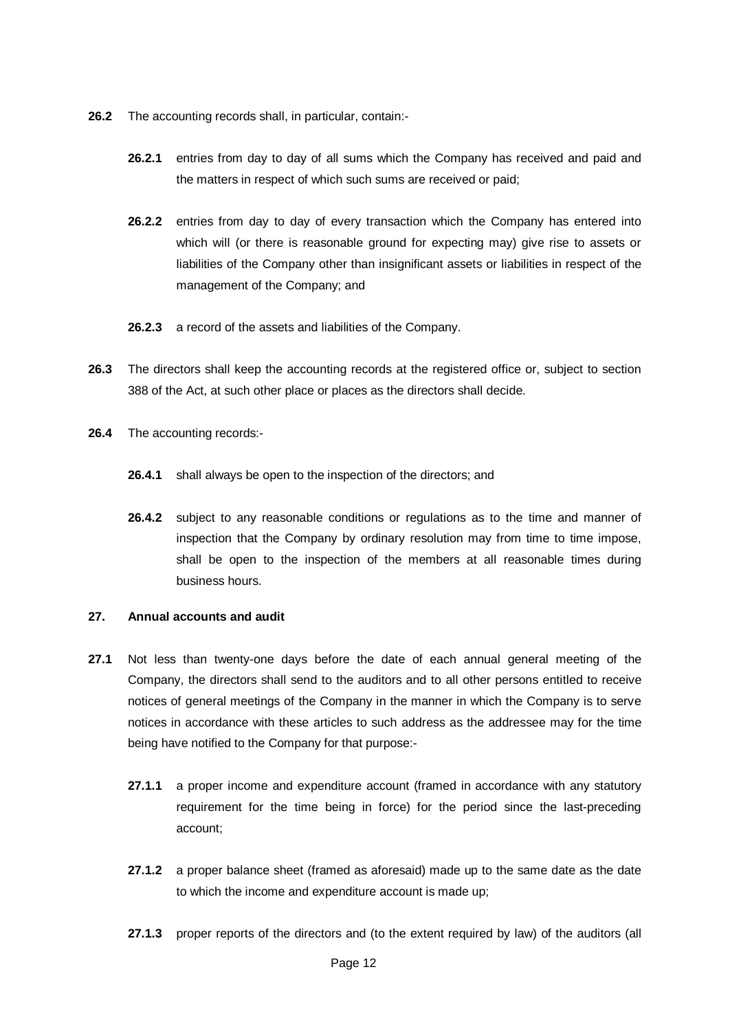**26.2** The accounting records shall, in particular, contain:-

**26.2.1** entries from day to day of all sums which the Company has received and paid and the matters in respect of which such sums are received or paid;

**26.2.2** entries from day to day of every transaction which the Company has entered into which will (or there is reasonable ground for expecting may) give rise to assets or liabilities of the Company other than insignificant assets or liabilities in respect of the management of the Company; and

**26.2.3** a record of the assets and liabilities of the Company.

**26.3** The directors shall keep the accounting records at the registered office or, subject to section 388 of the Act, at such other place or places as the directors shall decide.

**26.4** The accounting records:-

**26.4.1** shall always be open to the inspection of the directors; and

**26.4.2** subject to any reasonable conditions or regulations as to the time and manner of inspection that the Company by ordinary resolution may from time to time impose, shall be open to the inspection of the members at all reasonable times during business hours.

**27. Annual accounts and audit**

**27.1** Not less than twenty-one days before the date of each annual general meeting of the Company, the directors shall send to the auditors and to all other persons entitled to receive notices of general meetings of the Company in the manner in which the Company is to serve notices in accordance with these articles to such address as the addressee may for the time being have notified to the Company for that purpose:-

**27.1.1** a proper income and expenditure account (framed in accordance with any statutory requirement for the time being in force) for the period since the last-preceding account;

**27.1.2** a proper balance sheet (framed as aforesaid) made up to the same date as the date to which the income and expenditure account is made up;

**27.1.3** proper reports of the directors and (to the extent required by law) of the auditors (all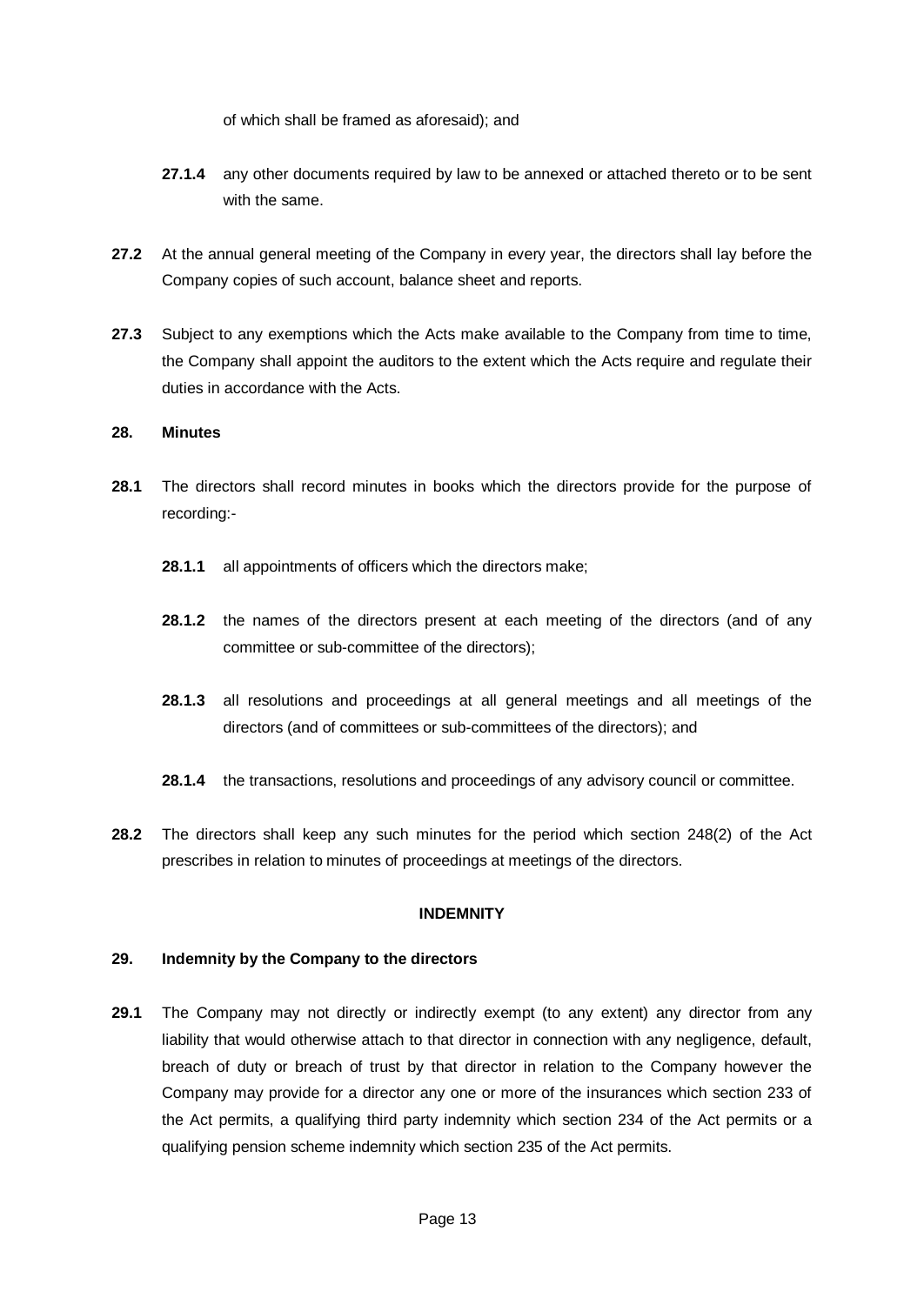of which shall be framed as aforesaid); and

**27.1.4** any other documents required by law to be annexed or attached thereto or to be sent with the same.

**27.2** At the annual general meeting of the Company in every year, the directors shall lay before the Company copies of such account, balance sheet and reports.

**27.3** Subject to any exemptions which the Acts make available to the Company from time to time, the Company shall appoint the auditors to the extent which the Acts require and regulate their duties in accordance with the Acts.

**28. Minutes**

**28.1** The directors shall record minutes in books which the directors provide for the purpose of recording:-

**28.1.1** all appointments of officers which the directors make;

**28.1.2** the names of the directors present at each meeting of the directors (and of any committee or sub-committee of the directors);

**28.1.3** all resolutions and proceedings at all general meetings and all meetings of the directors (and of committees or sub-committees of the directors); and

**28.1.4** the transactions, resolutions and proceedings of any advisory council or committee.

**28.2** The directors shall keep any such minutes for the period which section 248(2) of the Act prescribes in relation to minutes of proceedings at meetings of the directors.

## INDEMNITY

**29. Indemnity by the Company to the directors**

**29.1** The Company may not directly or indirectly exempt (to any extent) any director from any liability that would otherwise attach to that director in connection with any negligence, default, breach of duty or breach of trust by that director in relation to the Company however the Company may provide for a director any one or more of the insurances which section 233 of the Act permits, a qualifying third party indemnity which section 234 of the Act permits or a qualifying pension scheme indemnity which section 235 of the Act permits.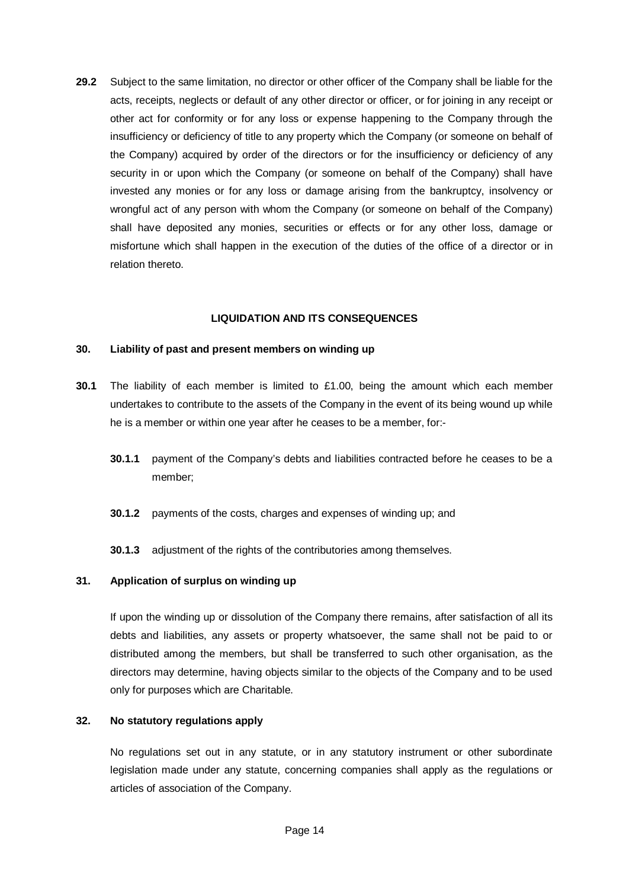**29.2** Subject to the same limitation, no director or other officer of the Company shall be liable for the acts, receipts, neglects or default of any other director or officer, or for joining in any receipt or other act for conformity or for any loss or expense happening to the Company through the insufficiency or deficiency of title to any property which the Company (or someone on behalf of the Company) acquired by order of the directors or for the insufficiency or deficiency of any security in or upon which the Company (or someone on behalf of the Company) shall have invested any monies or for any loss or damage arising from the bankruptcy, insolvency or wrongful act of any person with whom the Company (or someone on behalf of the Company) shall have deposited any monies, securities or effects or for any other loss, damage or misfortune which shall happen in the execution of the duties of the office of a director or in relation thereto.

## LIQUIDATION AND ITS CONSEQUENCES

### 30. Liability of past and present members on winding up

**30.1** The liability of each member is limited to £1.00, being the amount which each member undertakes to contribute to the assets of the Company in the event of its being wound up while he is a member or within one year after he ceases to be a member, for:-

**30.1.1** payment of the Company's debts and liabilities contracted before he ceases to be a member;

**30.1.2** payments of the costs, charges and expenses of winding up; and

**30.1.3** adjustment of the rights of the contributories among themselves.

### 31. Application of surplus on winding up

If upon the winding up or dissolution of the Company there remains, after satisfaction of all its debts and liabilities, any assets or property whatsoever, the same shall not be paid to or distributed among the members, but shall be transferred to such other organisation, as the directors may determine, having objects similar to the objects of the Company and to be used only for purposes which are Charitable.

### 32. No statutory regulations apply

No regulations set out in any statute, or in any statutory instrument or other subordinate legislation made under any statute, concerning companies shall apply as the regulations or articles of association of the Company.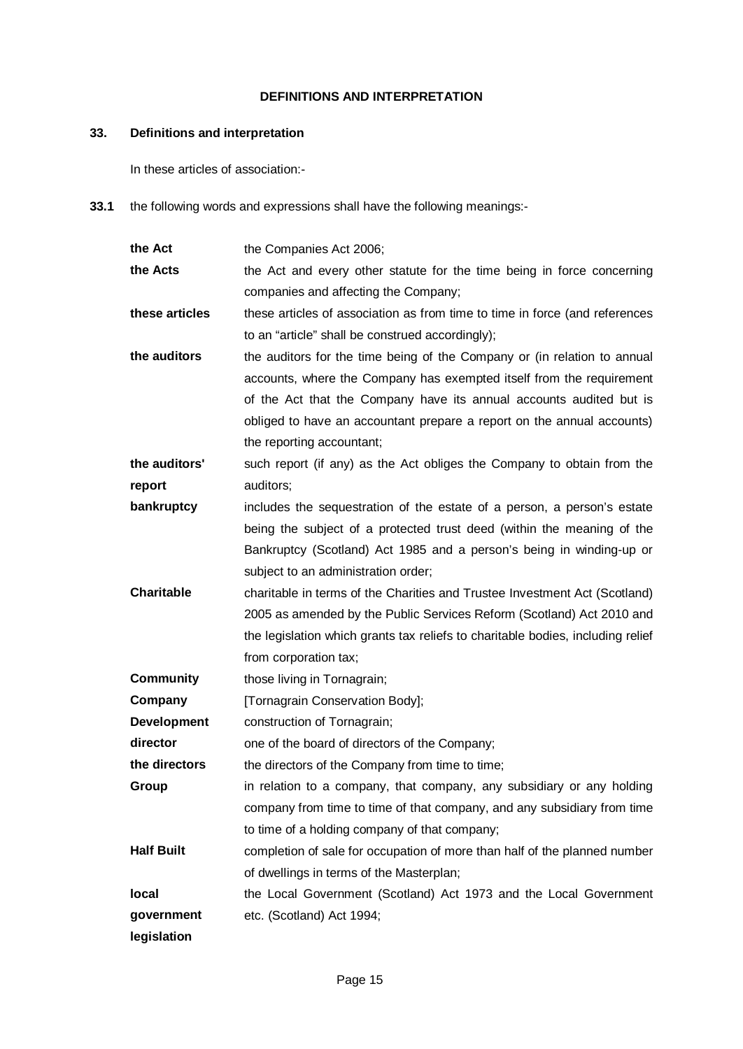**DEFINITIONS AND INTERPRETATION**

**33. Definitions and interpretation**

In these articles of association:-

**33.1** the following words and expressions shall have the following meanings:-

| | |
|---|---|
| **the Act** | the Companies Act 2006; |
| **the Acts** | the Act and every other statute for the time being in force concerning companies and affecting the Company; |
| **these articles** | these articles of association as from time to time in force (and references to an "article" shall be construed accordingly); |
| **the auditors** | the auditors for the time being of the Company or (in relation to annual accounts, where the Company has exempted itself from the requirement of the Act that the Company have its annual accounts audited but is obliged to have an accountant prepare a report on the annual accounts) the reporting accountant; |
| **the auditors' report** | such report (if any) as the Act obliges the Company to obtain from the auditors; |
| **bankruptcy** | includes the sequestration of the estate of a person, a person's estate being the subject of a protected trust deed (within the meaning of the Bankruptcy (Scotland) Act 1985 and a person's being in winding-up or subject to an administration order; |
| **Charitable** | charitable in terms of the Charities and Trustee Investment Act (Scotland) 2005 as amended by the Public Services Reform (Scotland) Act 2010 and the legislation which grants tax reliefs to charitable bodies, including relief from corporation tax; |
| **Community** | those living in Tornagrain; |
| **Company** | [Tornagrain Conservation Body]; |
| **Development** | construction of Tornagrain; |
| **director** | one of the board of directors of the Company; |
| **the directors** | the directors of the Company from time to time; |
| **Group** | in relation to a company, that company, any subsidiary or any holding company from time to time of that company, and any subsidiary from time to time of a holding company of that company; |
| **Half Built** | completion of sale for occupation of more than half of the planned number of dwellings in terms of the Masterplan; |
| **local government legislation** | the Local Government (Scotland) Act 1973 and the Local Government etc. (Scotland) Act 1994; |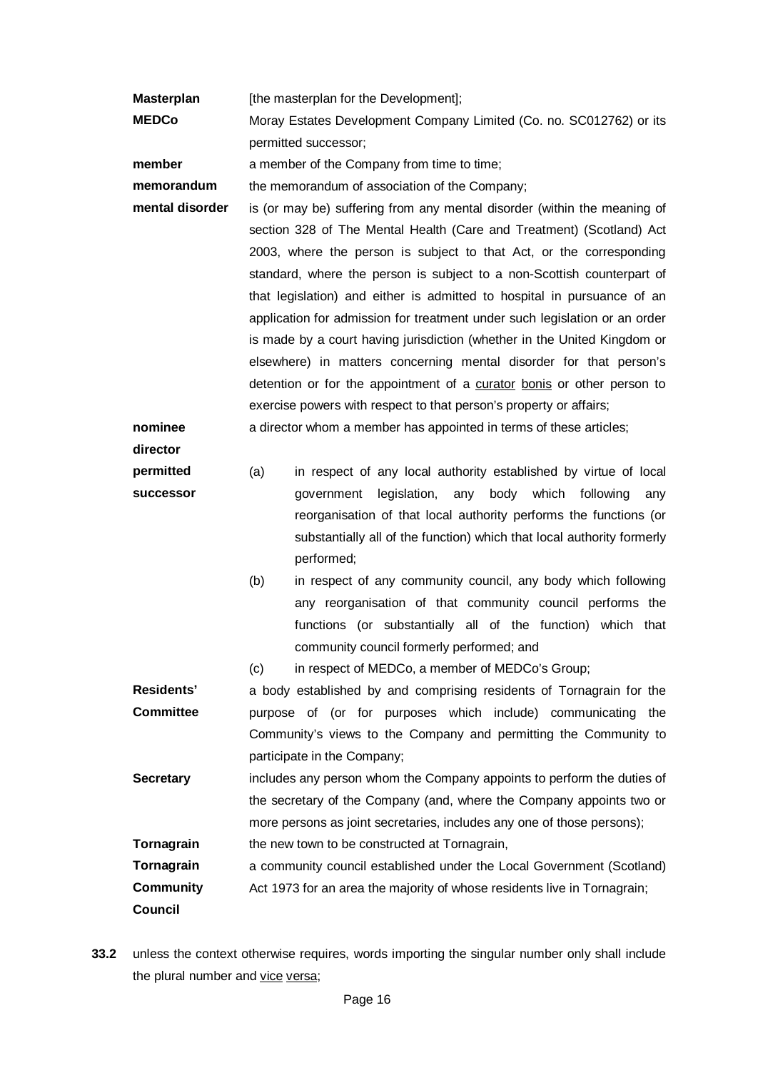| | |
|---|---|
| **Masterplan** | [the masterplan for the Development]; |
| **MEDCo** | Moray Estates Development Company Limited (Co. no. SC012762) or its permitted successor; |
| **member** | a member of the Company from time to time; |
| **memorandum** | the memorandum of association of the Company; |
| **mental disorder** | is (or may be) suffering from any mental disorder (within the meaning of section 328 of The Mental Health (Care and Treatment) (Scotland) Act 2003, where the person is subject to that Act, or the corresponding standard, where the person is subject to a non-Scottish counterpart of that legislation) and either is admitted to hospital in pursuance of an application for admission for treatment under such legislation or an order is made by a court having jurisdiction (whether in the United Kingdom or elsewhere) in matters concerning mental disorder for that person's detention or for the appointment of a curator bonis or other person to exercise powers with respect to that person's property or affairs; |
| **nominee director** | a director whom a member has appointed in terms of these articles; |
| **permitted successor** | (a) in respect of any local authority established by virtue of local government legislation, any body which following any reorganisation of that local authority performs the functions (or substantially all of the function) which that local authority formerly performed;<br>(b) in respect of any community council, any body which following any reorganisation of that community council performs the functions (or substantially all of the function) which that community council formerly performed; and<br>(c) in respect of MEDCo, a member of MEDCo's Group; |
| **Residents' Committee** | a body established by and comprising residents of Tornagrain for the purpose of (or for purposes which include) communicating the Community's views to the Company and permitting the Community to participate in the Company; |
| **Secretary** | includes any person whom the Company appoints to perform the duties of the secretary of the Company (and, where the Company appoints two or more persons as joint secretaries, includes any one of those persons); |
| **Tornagrain** | the new town to be constructed at Tornagrain, |
| **Tornagrain Community Council** | a community council established under the Local Government (Scotland) Act 1973 for an area the majority of whose residents live in Tornagrain; |

**33.2** unless the context otherwise requires, words importing the singular number only shall include the plural number and vice versa;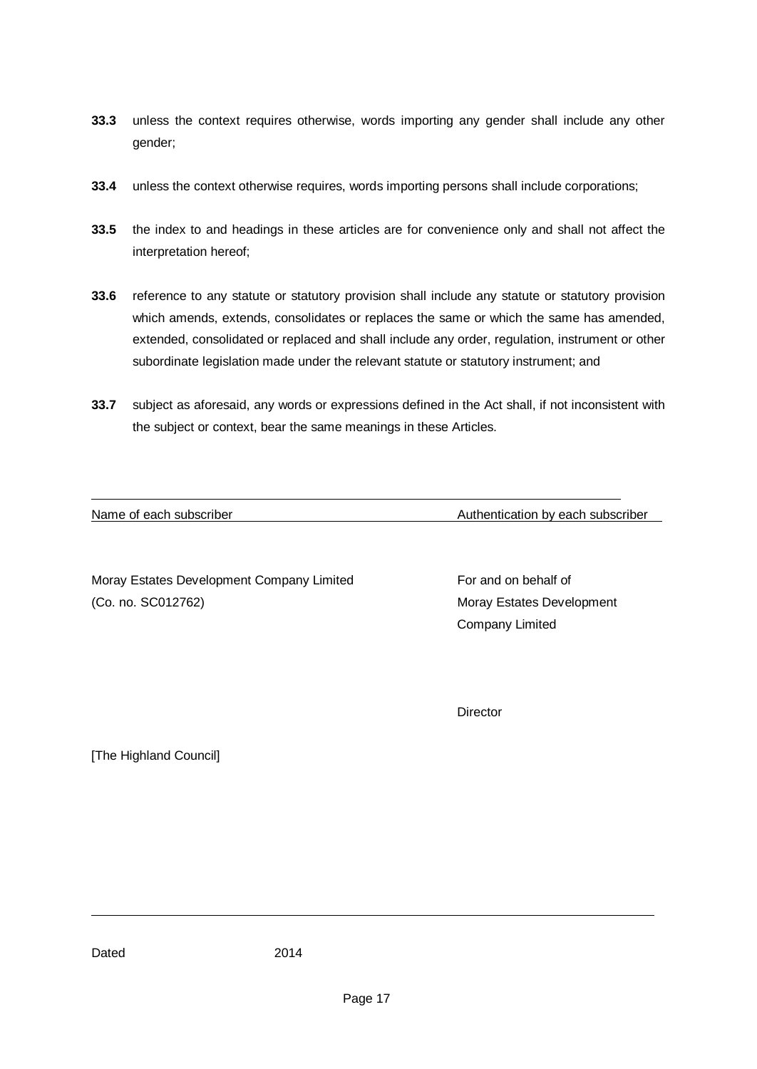**33.3** unless the context requires otherwise, words importing any gender shall include any other gender;

**33.4** unless the context otherwise requires, words importing persons shall include corporations;

**33.5** the index to and headings in these articles are for convenience only and shall not affect the interpretation hereof;

**33.6** reference to any statute or statutory provision shall include any statute or statutory provision which amends, extends, consolidates or replaces the same or which the same has amended, extended, consolidated or replaced and shall include any order, regulation, instrument or other subordinate legislation made under the relevant statute or statutory instrument; and

**33.7** subject as aforesaid, any words or expressions defined in the Act shall, if not inconsistent with the subject or context, bear the same meanings in these Articles.

| Name of each subscriber | Authentication by each subscriber |
|---|---|
| Moray Estates Development Company Limited (Co. no. SC012762) | For and on behalf of Moray Estates Development Company Limited |
| | Director |
| [The Highland Council] | |

Dated 2014